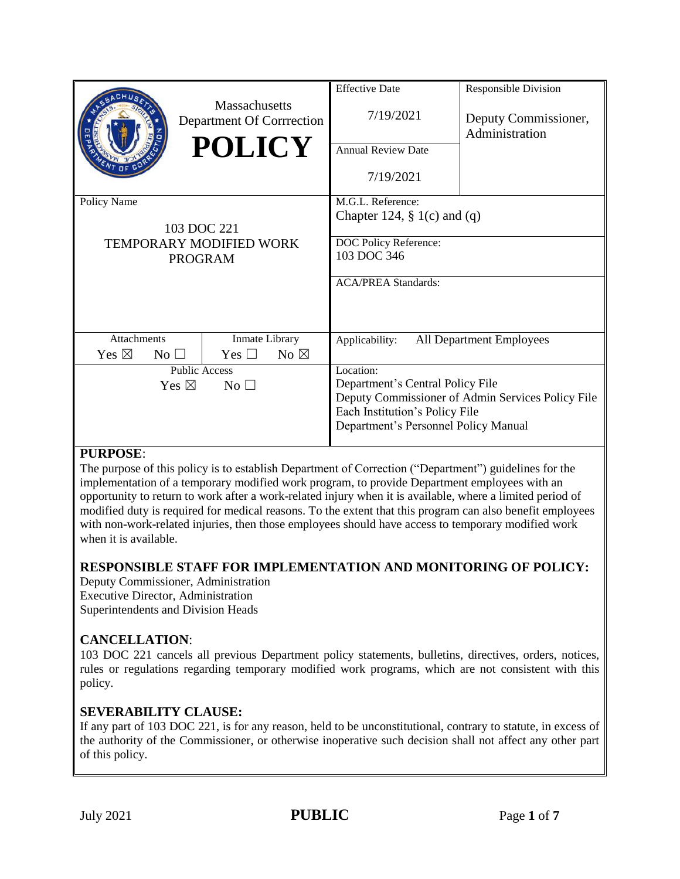| Massachusetts Department Of Correction **POLICY** | Effective Date 7/19/2021 | Responsible Division Deputy Commissioner, Administration |
|---|---|---|
| | Annual Review Date 7/19/2021 | |
| Policy Name 103 DOC 221 TEMPORARY MODIFIED WORK PROGRAM | M.G.L. Reference: Chapter 124, § 1(c) and (q) | |
| | DOC Policy Reference: 103 DOC 346 | |
| | ACA/PREA Standards: | |
| Attachments Yes ☒ No ☐ / Inmate Library Yes ☐ No ☒ | Applicability: All Department Employees | |
| Public Access Yes ☒ No ☐ | Location: Department's Central Policy File; Deputy Commissioner of Admin Services Policy File; Each Institution's Policy File; Department's Personnel Policy Manual | |

## PURPOSE:

The purpose of this policy is to establish Department of Correction ("Department") guidelines for the implementation of a temporary modified work program, to provide Department employees with an opportunity to return to work after a work-related injury when it is available, where a limited period of modified duty is required for medical reasons. To the extent that this program can also benefit employees with non-work-related injuries, then those employees should have access to temporary modified work when it is available.

## RESPONSIBLE STAFF FOR IMPLEMENTATION AND MONITORING OF POLICY:

Deputy Commissioner, Administration
Executive Director, Administration
Superintendents and Division Heads

## CANCELLATION:

103 DOC 221 cancels all previous Department policy statements, bulletins, directives, orders, notices, rules or regulations regarding temporary modified work programs, which are not consistent with this policy.

## SEVERABILITY CLAUSE:

If any part of 103 DOC 221, is for any reason, held to be unconstitutional, contrary to statute, in excess of the authority of the Commissioner, or otherwise inoperative such decision shall not affect any other part of this policy.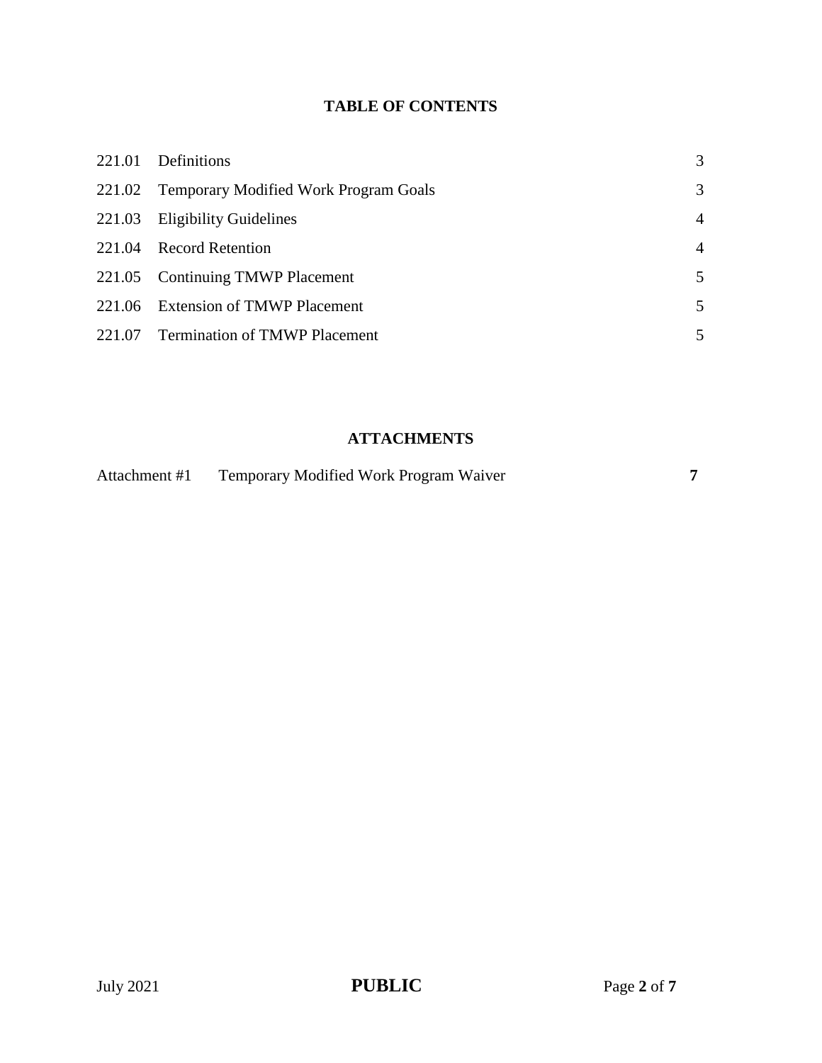## TABLE OF CONTENTS

| | | |
|---|---|---|
| 221.01 | Definitions | 3 |
| 221.02 | Temporary Modified Work Program Goals | 3 |
| 221.03 | Eligibility Guidelines | 4 |
| 221.04 | Record Retention | 4 |
| 221.05 | Continuing TMWP Placement | 5 |
| 221.06 | Extension of TMWP Placement | 5 |
| 221.07 | Termination of TMWP Placement | 5 |

## ATTACHMENTS

| | | |
|---|---|---|
| Attachment #1 | Temporary Modified Work Program Waiver | **7** |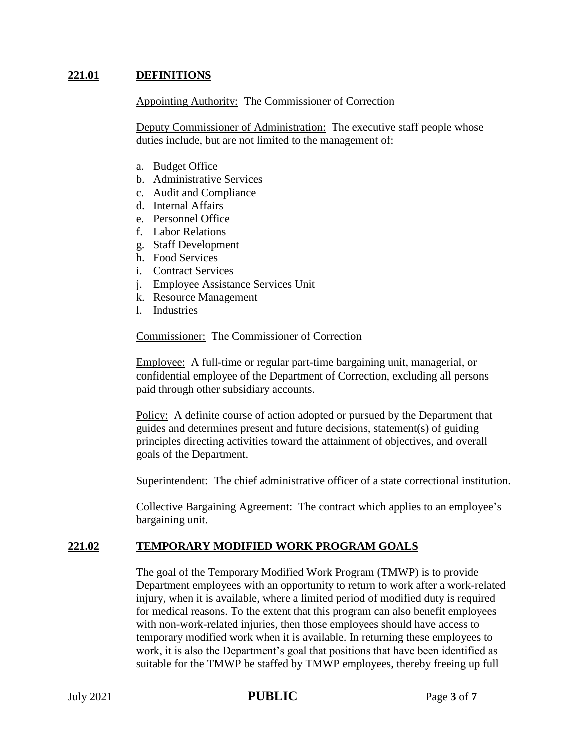## 221.01 DEFINITIONS

Appointing Authority: The Commissioner of Correction

Deputy Commissioner of Administration: The executive staff people whose duties include, but are not limited to the management of:

a. Budget Office
b. Administrative Services
c. Audit and Compliance
d. Internal Affairs
e. Personnel Office
f. Labor Relations
g. Staff Development
h. Food Services
i. Contract Services
j. Employee Assistance Services Unit
k. Resource Management
l. Industries

Commissioner: The Commissioner of Correction

Employee: A full-time or regular part-time bargaining unit, managerial, or confidential employee of the Department of Correction, excluding all persons paid through other subsidiary accounts.

Policy: A definite course of action adopted or pursued by the Department that guides and determines present and future decisions, statement(s) of guiding principles directing activities toward the attainment of objectives, and overall goals of the Department.

Superintendent: The chief administrative officer of a state correctional institution.

Collective Bargaining Agreement: The contract which applies to an employee's bargaining unit.

## 221.02 TEMPORARY MODIFIED WORK PROGRAM GOALS

The goal of the Temporary Modified Work Program (TMWP) is to provide Department employees with an opportunity to return to work after a work-related injury, when it is available, where a limited period of modified duty is required for medical reasons. To the extent that this program can also benefit employees with non-work-related injuries, then those employees should have access to temporary modified work when it is available. In returning these employees to work, it is also the Department's goal that positions that have been identified as suitable for the TMWP be staffed by TMWP employees, thereby freeing up full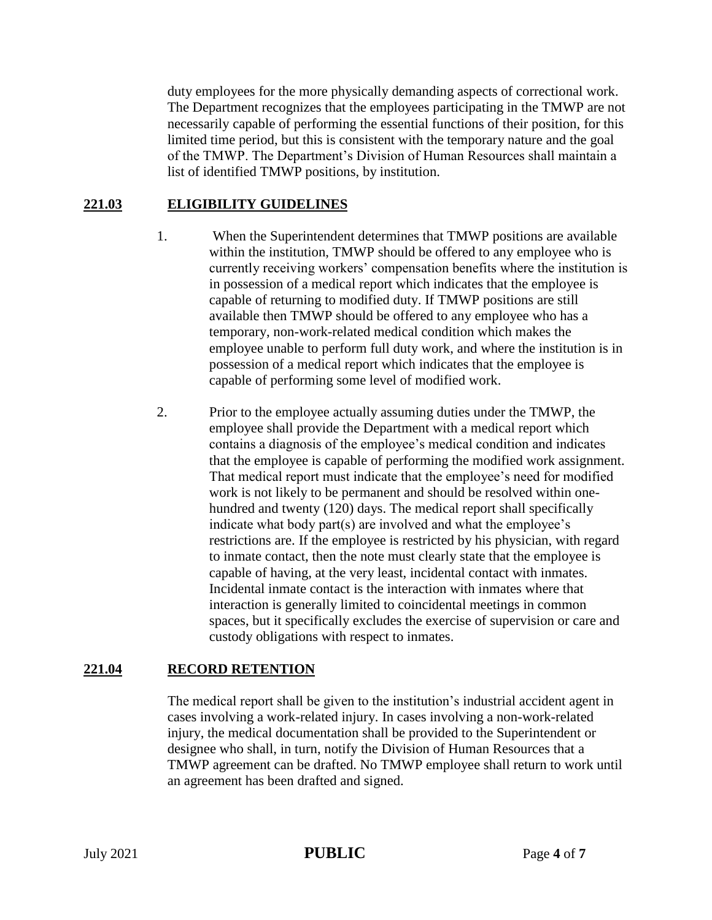duty employees for the more physically demanding aspects of correctional work. The Department recognizes that the employees participating in the TMWP are not necessarily capable of performing the essential functions of their position, for this limited time period, but this is consistent with the temporary nature and the goal of the TMWP. The Department's Division of Human Resources shall maintain a list of identified TMWP positions, by institution.

## **221.03 ELIGIBILITY GUIDELINES**

1. When the Superintendent determines that TMWP positions are available within the institution, TMWP should be offered to any employee who is currently receiving workers' compensation benefits where the institution is in possession of a medical report which indicates that the employee is capable of returning to modified duty. If TMWP positions are still available then TMWP should be offered to any employee who has a temporary, non-work-related medical condition which makes the employee unable to perform full duty work, and where the institution is in possession of a medical report which indicates that the employee is capable of performing some level of modified work.

2. Prior to the employee actually assuming duties under the TMWP, the employee shall provide the Department with a medical report which contains a diagnosis of the employee's medical condition and indicates that the employee is capable of performing the modified work assignment. That medical report must indicate that the employee's need for modified work is not likely to be permanent and should be resolved within one-hundred and twenty (120) days. The medical report shall specifically indicate what body part(s) are involved and what the employee's restrictions are. If the employee is restricted by his physician, with regard to inmate contact, then the note must clearly state that the employee is capable of having, at the very least, incidental contact with inmates. Incidental inmate contact is the interaction with inmates where that interaction is generally limited to coincidental meetings in common spaces, but it specifically excludes the exercise of supervision or care and custody obligations with respect to inmates.

## **221.04 RECORD RETENTION**

The medical report shall be given to the institution's industrial accident agent in cases involving a work-related injury. In cases involving a non-work-related injury, the medical documentation shall be provided to the Superintendent or designee who shall, in turn, notify the Division of Human Resources that a TMWP agreement can be drafted. No TMWP employee shall return to work until an agreement has been drafted and signed.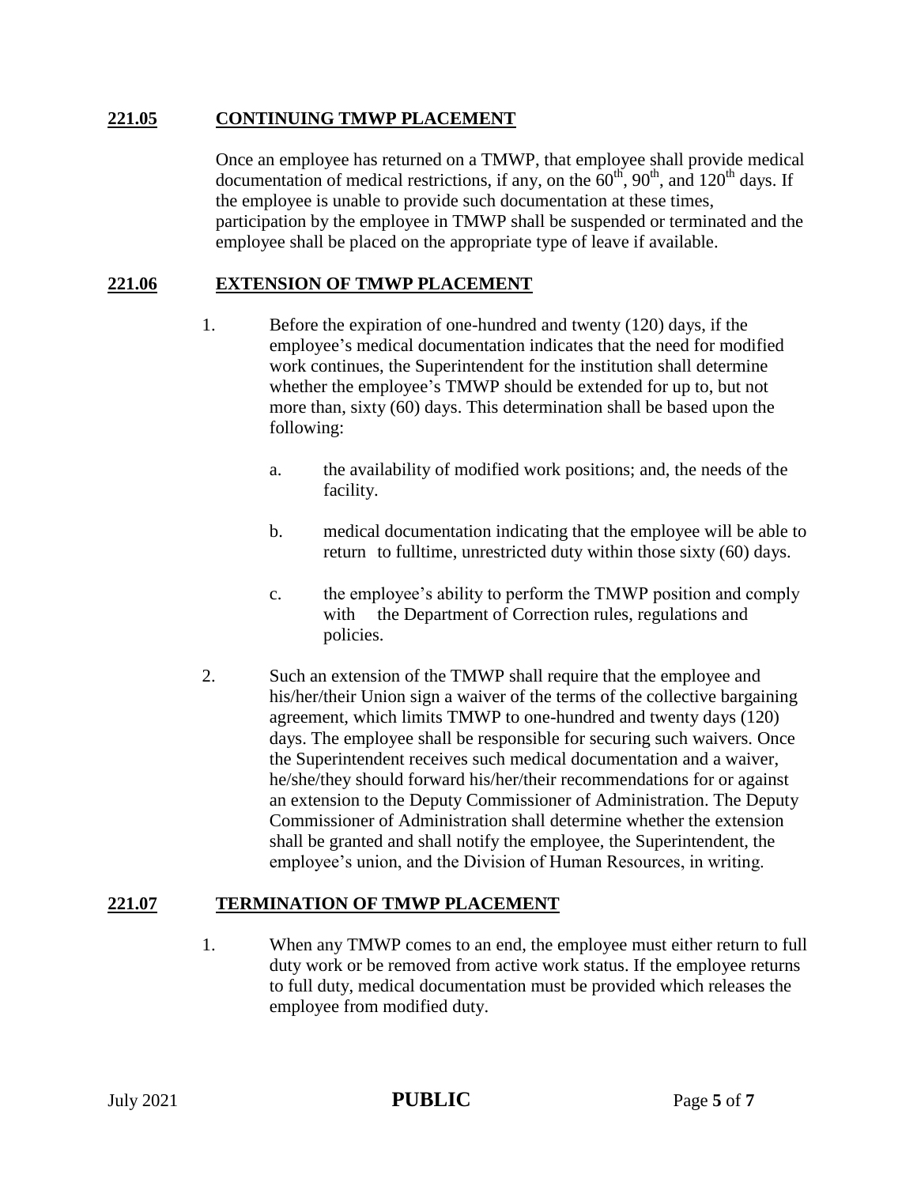## 221.05 CONTINUING TMWP PLACEMENT

Once an employee has returned on a TMWP, that employee shall provide medical documentation of medical restrictions, if any, on the 60th, 90th, and 120th days. If the employee is unable to provide such documentation at these times, participation by the employee in TMWP shall be suspended or terminated and the employee shall be placed on the appropriate type of leave if available.

## 221.06 EXTENSION OF TMWP PLACEMENT

1. Before the expiration of one-hundred and twenty (120) days, if the employee's medical documentation indicates that the need for modified work continues, the Superintendent for the institution shall determine whether the employee's TMWP should be extended for up to, but not more than, sixty (60) days. This determination shall be based upon the following:

   a. the availability of modified work positions; and, the needs of the facility.

   b. medical documentation indicating that the employee will be able to return to fulltime, unrestricted duty within those sixty (60) days.

   c. the employee's ability to perform the TMWP position and comply with the Department of Correction rules, regulations and policies.

2. Such an extension of the TMWP shall require that the employee and his/her/their Union sign a waiver of the terms of the collective bargaining agreement, which limits TMWP to one-hundred and twenty days (120) days. The employee shall be responsible for securing such waivers. Once the Superintendent receives such medical documentation and a waiver, he/she/they should forward his/her/their recommendations for or against an extension to the Deputy Commissioner of Administration. The Deputy Commissioner of Administration shall determine whether the extension shall be granted and shall notify the employee, the Superintendent, the employee's union, and the Division of Human Resources, in writing.

## 221.07 TERMINATION OF TMWP PLACEMENT

1. When any TMWP comes to an end, the employee must either return to full duty work or be removed from active work status. If the employee returns to full duty, medical documentation must be provided which releases the employee from modified duty.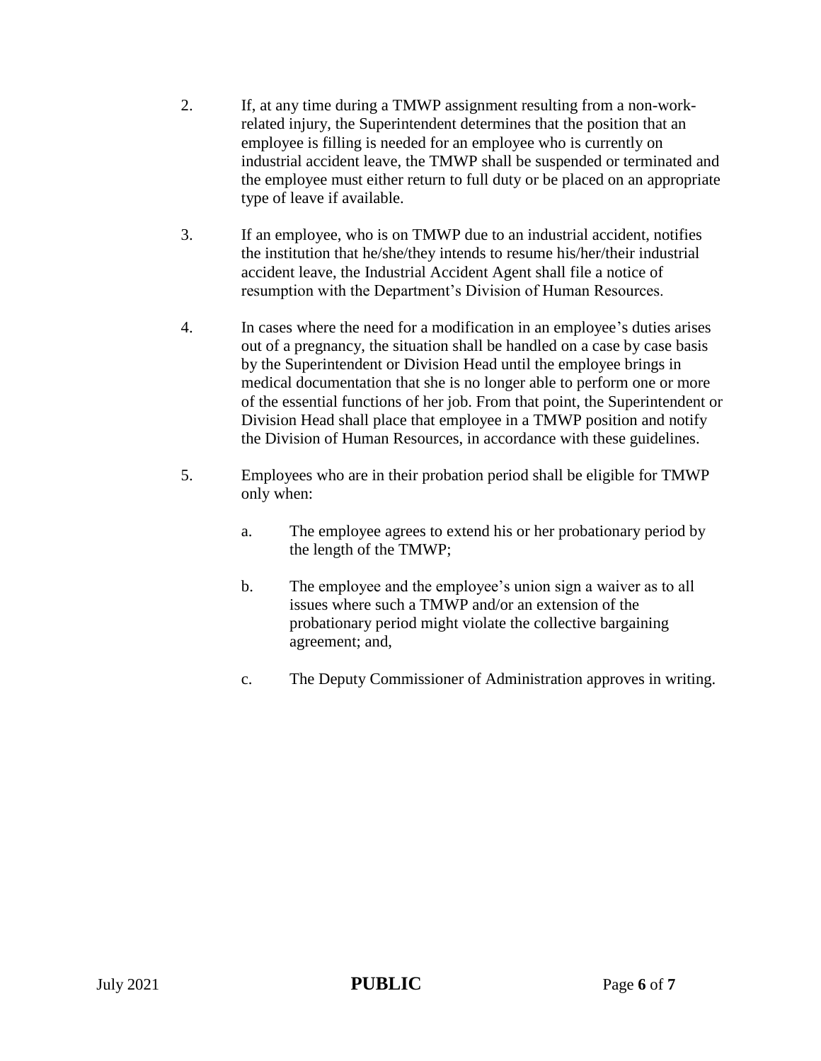2. If, at any time during a TMWP assignment resulting from a non-work-related injury, the Superintendent determines that the position that an employee is filling is needed for an employee who is currently on industrial accident leave, the TMWP shall be suspended or terminated and the employee must either return to full duty or be placed on an appropriate type of leave if available.

3. If an employee, who is on TMWP due to an industrial accident, notifies the institution that he/she/they intends to resume his/her/their industrial accident leave, the Industrial Accident Agent shall file a notice of resumption with the Department's Division of Human Resources.

4. In cases where the need for a modification in an employee's duties arises out of a pregnancy, the situation shall be handled on a case by case basis by the Superintendent or Division Head until the employee brings in medical documentation that she is no longer able to perform one or more of the essential functions of her job. From that point, the Superintendent or Division Head shall place that employee in a TMWP position and notify the Division of Human Resources, in accordance with these guidelines.

5. Employees who are in their probation period shall be eligible for TMWP only when:

   a. The employee agrees to extend his or her probationary period by the length of the TMWP;

   b. The employee and the employee's union sign a waiver as to all issues where such a TMWP and/or an extension of the probationary period might violate the collective bargaining agreement; and,

   c. The Deputy Commissioner of Administration approves in writing.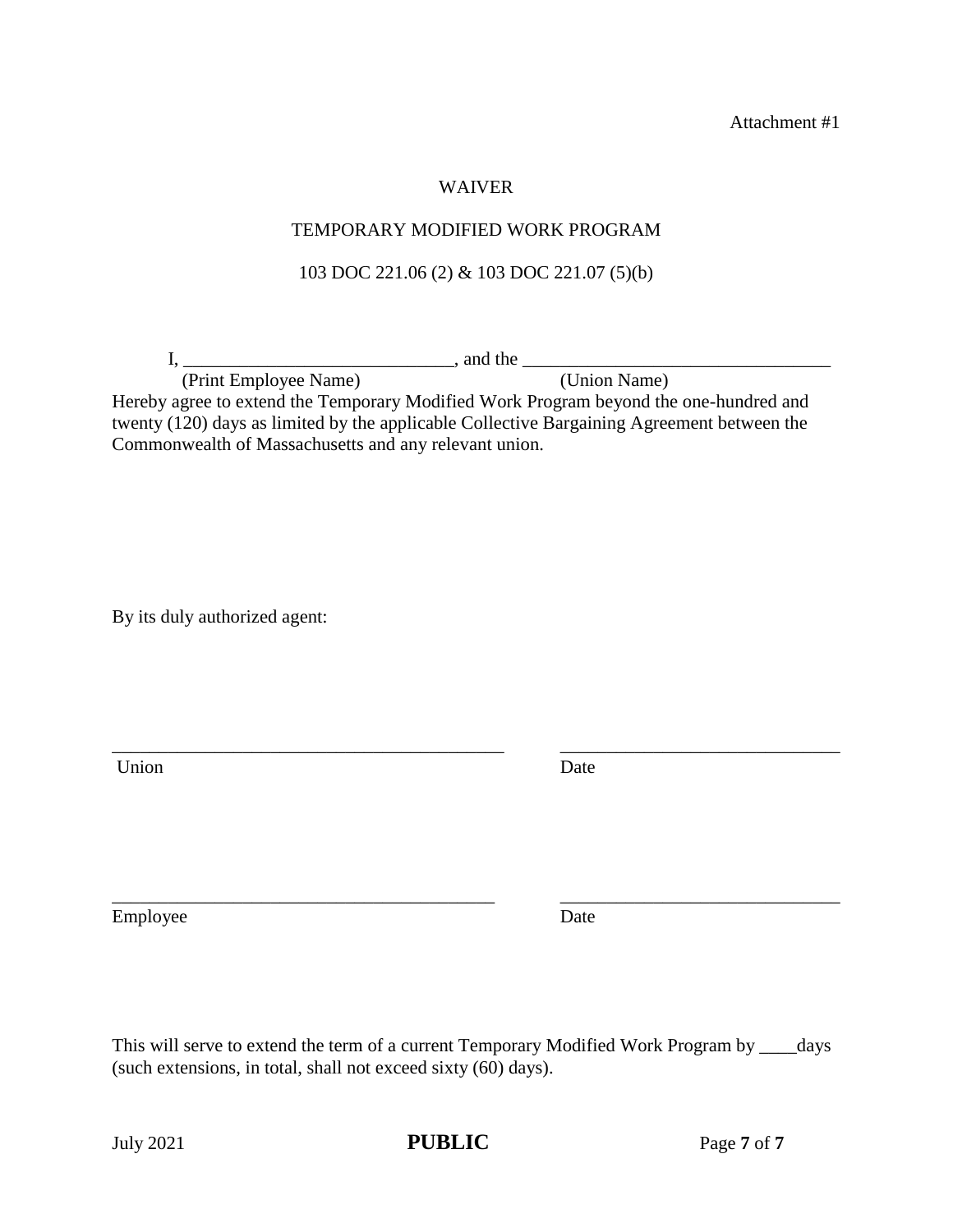Attachment #1

# WAIVER

## TEMPORARY MODIFIED WORK PROGRAM

### 103 DOC 221.06 (2) & 103 DOC 221.07 (5)(b)

I, _____________________________, and the __________________________________
(Print Employee Name) (Union Name)
Hereby agree to extend the Temporary Modified Work Program beyond the one-hundred and twenty (120) days as limited by the applicable Collective Bargaining Agreement between the Commonwealth of Massachusetts and any relevant union.

By its duly authorized agent:

___________________________________________ ______________________________
Union Date

___________________________________________ ______________________________
Employee Date

This will serve to extend the term of a current Temporary Modified Work Program by ____days (such extensions, in total, shall not exceed sixty (60) days).

July 2021 **PUBLIC**